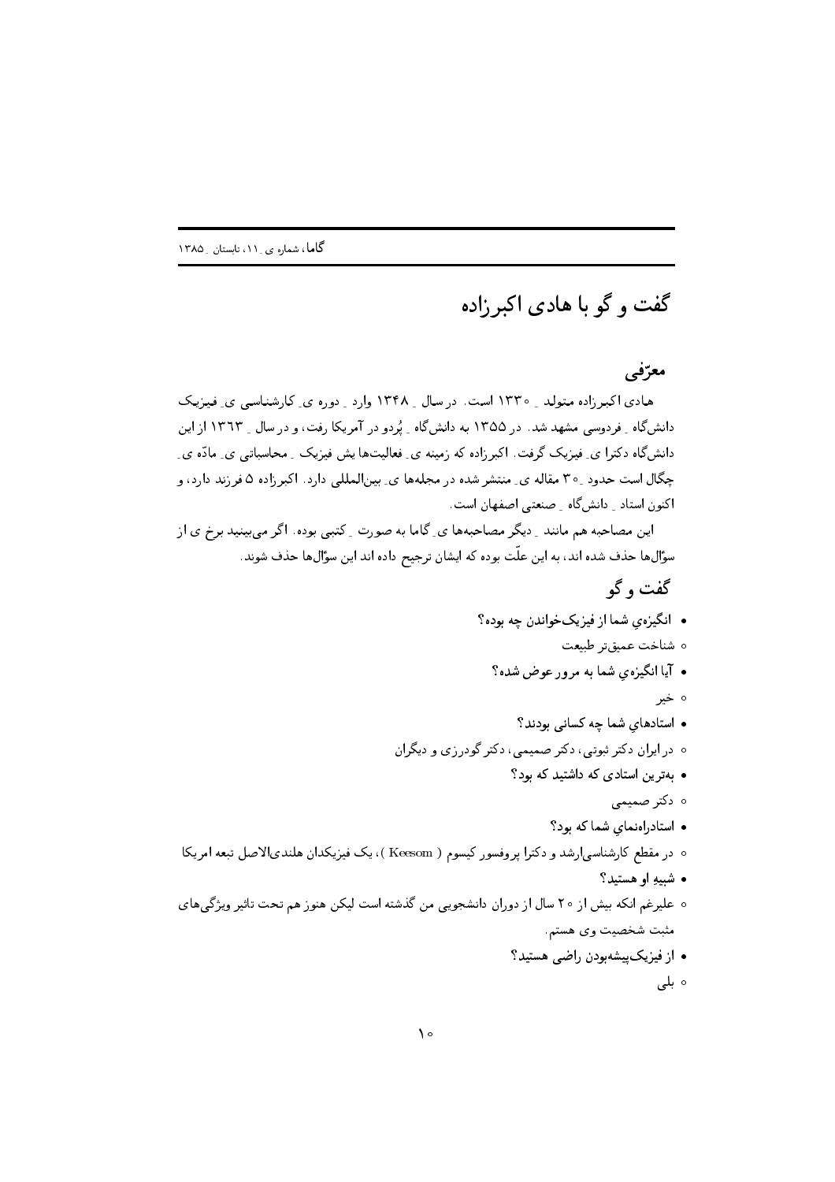# گفت و گو با هادی اکبرزاده

## معرّفی

هادی اکبرزاده متولد ۱۳۳۰ است. در سال ۱۳۴۸ وارد دوره ی کارشناسی ی فیزیک دانشگاه فردوسی مشهد شد. در ۱۳۵۵ به دانشگاه پُردو در آمریکا رفت، و در سال ۱۳۶۳ از این دانشگاه دکترا ی فیزیک گرفت. اکبرزاده که زمینه ی فعالیت‌ها یش فیزیک محاسباتی ی مادّه ی چگال است حدود ۳۰ مقاله ی منتشر شده در مجله‌ها ی بین‌المللی دارد. اکبرزاده ۵ فرزند دارد، و اکنون استاد دانشگاه صنعتی اصفهان است.

این مصاحبه هم مانند دیگر مصاحبه‌ها ی گاما به صورت کتبی بوده. اگر می‌بینید برخ ی از سؤال‌ها حذف شده اند، به این علّت بوده که ایشان ترجیح داده اند این سؤال‌ها حذف شوند.

## گفت و گو

- **انگیزه‌ی شما از فیزیک‌خواندن چه بوده؟**
  - شناخت عمیق‌تر طبیعت
- **آیا انگیزه‌ی شما به مرور عوض شده؟**
  - خیر
- **استادهای شما چه کسانی بودند؟**
  - در ایران دکتر ثبوتی، دکتر صمیمی، دکتر گودرزی و دیگران
- **به‌ترین استادی که داشتید که بود؟**
  - دکتر صمیمی
- **استادراه‌نمای شما که بود؟**
  - در مقطع کارشناسی‌ارشد و دکترا پروفسور کیسوم ( Keesom )، یک فیزیکدان هلندی‌الاصل تبعه امریکا
- **شبیهِ او هستید؟**
  - علیرغم انکه بیش از ۲۰ سال از دوران دانشجویی من گذشته است لیکن هنوز هم تحت تاثیر ویژگی‌های مثبت شخصیت وی هستم.
- **از فیزیک‌پیشه‌بودن راضی هستید؟**
  - بلی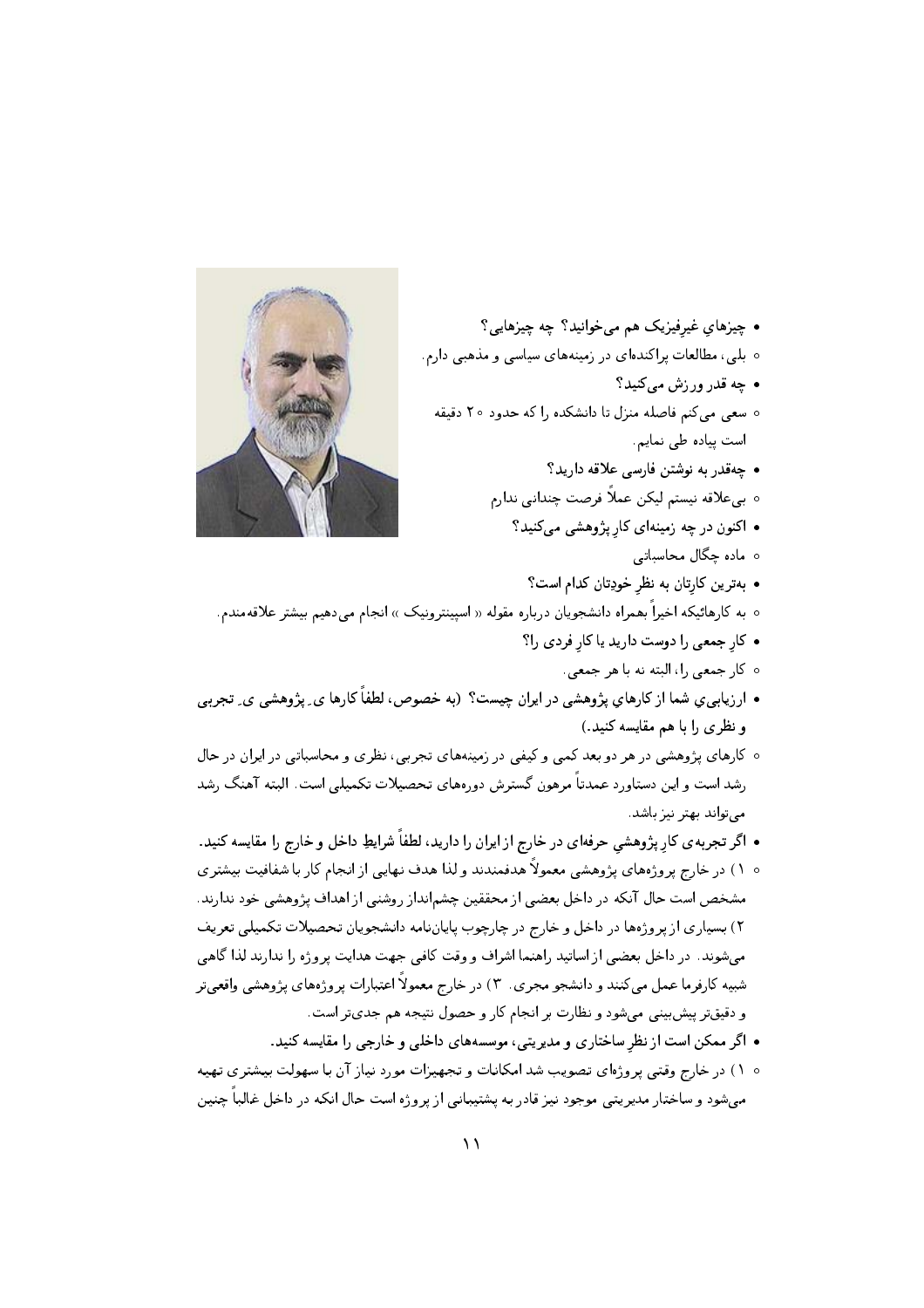- **چیزهایِ غیرفیزیک هم می‌خوانید؟ چه چیزهایی؟**
  - بلی، مطالعات پراکنده‌ای در زمینه‌های سیاسی و مذهبی دارم.
- **چه قدر ورزش می‌کنید؟**
  - سعی می‌کنم فاصله منزل تا دانشکده را که حدود ۲۰ دقیقه است پیاده طی نمایم.
- **چه‌قدر به نوشتن فارسی علاقه دارید؟**
  - بی‌علاقه نیستم لیکن عملاً فرصت چندانی ندارم
- **اکنون در چه زمینه‌ای کارِ پژوهشی می‌کنید؟**
  - ماده چگال محاسباتی
- **به‌ترین کارِتان به نظرِ خودِتان کدام است؟**
  - به کارهائیکه اخیراً بهمراه دانشجویان درباره مقوله «اسپینترونیک» انجام می‌دهیم بیشتر علاقه‌مندم.
- **کارِ جمعی را دوست دارید یا کارِ فردی را؟**
  - کار جمعی را، البته نه با هر جمعی.
- **ارزیابی‌یِ شما از کارهایِ پژوهشی در ایران چیست؟ (به خصوص، لطفاً کارها یِ پژوهشی یِ تجربی و نظری را با هم مقایسه کنید.)**
  - کارهای پژوهشی در هر دو بعد کمی و کیفی در زمینه‌های تجربی، نظری و محاسباتی در ایران در حال رشد است و این دستاورد عمدتاً مرهون گسترش دوره‌های تحصیلات تکمیلی است. البته آهنگ رشد می‌تواند بهتر نیز باشد.
- **اگر تجربه‌ی کارِ پژوهشیِ حرفه‌ای در خارج از ایران را دارید، لطفاً شرایطِ داخل و خارج را مقایسه کنید.**
  - ۱) در خارج پروژه‌های پژوهشی معمولاً هدفمندند و لذا هدف نهایی از انجام کار با شفافیت بیشتری مشخص است حال آنکه در داخل بعضی از محققین چشم‌انداز روشنی از اهداف پژوهشی خود ندارند. ۲) بسیاری از پروژه‌ها در داخل و خارج در چارچوب پایان‌نامه دانشجویان تحصیلات تکمیلی تعریف می‌شوند. در داخل بعضی از اساتید راهنما اشراف و وقت کافی جهت هدایت پروژه را ندارند لذا گاهی شبیه کارفرما عمل می‌کنند و دانشجو مجری. ۳) در خارج معمولاً اعتبارات پروژه‌های پژوهشی واقعی‌تر و دقیق‌تر پیش‌بینی می‌شود و نظارت بر انجام کار و حصول نتیجه هم جدی‌تر است.
- **اگر ممکن است از نظرِ ساختاری و مدیریتی، موسسه‌های داخلی و خارجی را مقایسه کنید.**
  - ۱) در خارج وقتی پروژه‌ای تصویب شد امکانات و تجهیزات مورد نیاز آن با سهولت بیشتری تهیه می‌شود و ساختار مدیریتی موجود نیز قادر به پشتیبانی از پروژه است حال انکه در داخل غالباً چنین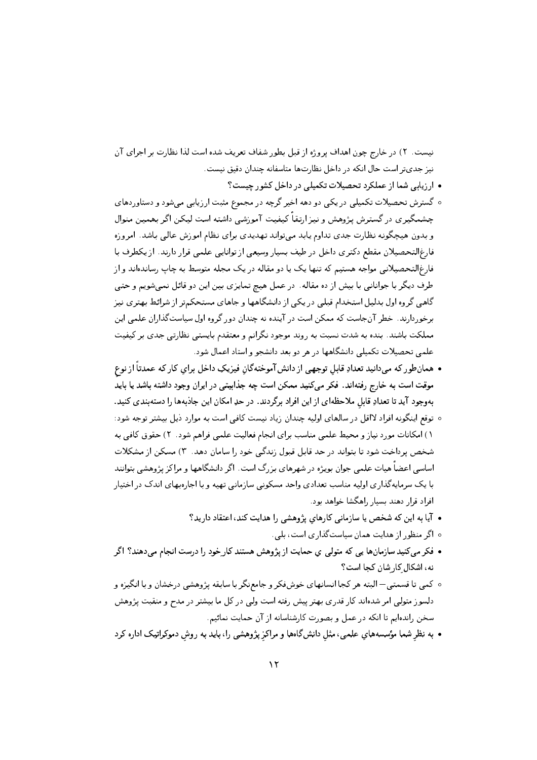نیست. ۲) در خارج چون اهداف پروژه از قبل بطور شفاف تعریف شده است لذا نظارت بر اجرای آن نیز جدی‌تر است حال انکه در داخل نظارت‌ها متاسفانه چندان دقیق نیست.

- **ارزیابی شما از عملکرد تحصیلات تکمیلی در داخل کشور چیست؟**

◦ گسترش تحصیلات تکمیلی در یکی دو دهه اخیر گرچه در مجموع مثبت ارزیابی می‌شود و دستاوردهای چشمگیری در گسترش پژوهش و نیز ارتقاء کیفیت آموزشی داشته است لیکن اگر بهمین منوال و بدون هیچگونه نظارت جدی تداوم یابد می‌تواند تهدیدی برای نظام اموزش عالی باشد. امروزه فارغ‌التحصیلان مقطع دکتری داخل در طیف بسیار وسیعی از توانایی علمی قرار دارند. از یکطرف با فارغ‌التحصیلانی مواجه هستیم که تنها یک یا دو مقاله در یک مجله متوسط به چاپ رسانده‌اند و از طرف دیگر با جوانانی با بیش از ده مقاله. در عمل هیچ تمایزی بین این دو قائل نمی‌شویم و حتی گاهی گروه اول بدلیل استخدام قبلی در یکی از دانشگاهها و جاهای مستحکم‌تر از شرائط بهتری نیز برخوردارند. خطر آن‌جاست که ممکن است در آینده نه چندان دور گروه اول سیاست‌گذاران علمی این مملکت باشند. بنده به شدت نسبت به روند موجود نگرانم و معتقدم بایستی نظارتی جدی بر کیفیت علمی تحصیلات تکمیلی دانشگاهها در هر دو بعد دانشجو و استاد اعمال شود.

- **همان‌طور که می‌دانید تعدادِ قابلِ توجهی از دانش‌آموختگانِ فیزیک داخل براي کار که عمدتاً از نوعِ موقت است به خارج رفته‌اند. فکر می‌کنید ممکن است چه جذابیتی در ایران وجود داشته باشد یا باید به‌وجود آید تا تعدادِ قابلِ ملاحظه‌ای از این افراد برگردند. در حدِ امکان این جاذبه‌ها را دسته‌بندی کنید.**

◦ توقع اینگونه افراد لااقل در سالهای اولیه چندان زیاد نیست کافی است به موارد ذیل بیشتر توجه شود: ۱) امکانات مورد نیاز و محیط علمی مناسب برای انجام فعالیت علمی فراهم شود. ۲) حقوق کافی به شخص پرداخت شود تا بتواند در حد قابل قبول زندگی خود را سامان دهد. ۳) مسکن از مشکلات اساسی اعضاً هیات علمی جوان بویژه در شهرهای بزرگ است. اگر دانشگاهها و مراکز پژوهشی بتوانند با یک سرمایه‌گذاری اولیه مناسب تعدادی واحد مسکونی سازمانی تهیه و با اجاره‌بهای اندک در اختیار افراد قرار دهند بسیار راهگشا خواهد بود.

- **آیا به این که شخص یا سازمانی کارهاي پژوهشی را هدایت کند، اعتقاد دارید؟**

◦ اگر منظور از هدایت همان سیاست‌گذاری است، بلی.

- **فکر می‌کنید سازمان‌ها یی که متولی ي حمایت از پژوهش هستند کارخود را درست انجام می‌دهند؟ اگر نه، اشکالِ کارشان کجا است؟**

◦ کمی تا قسمتی — البته هر کجا انسانهای خوش‌فکر و جامع‌نگر با سابقه پژوهشی درخشان و با انگیزه و دلسوز متولی امر شده‌اند کار قدری بهتر پیش رفته است ولی در کل ما بیشتر در مدح و منقبت پژوهش سخن رانده‌ایم تا انکه در عمل و بصورت کارشناسانه از آن حمایت نمائیم.

- **به نظرِ شما مؤسسه‌هايِ علمی، مثلِ دانش‌گاه‌ها و مراکزِ پژوهشی را، باید به روشِ دموکراتیک اداره کرد**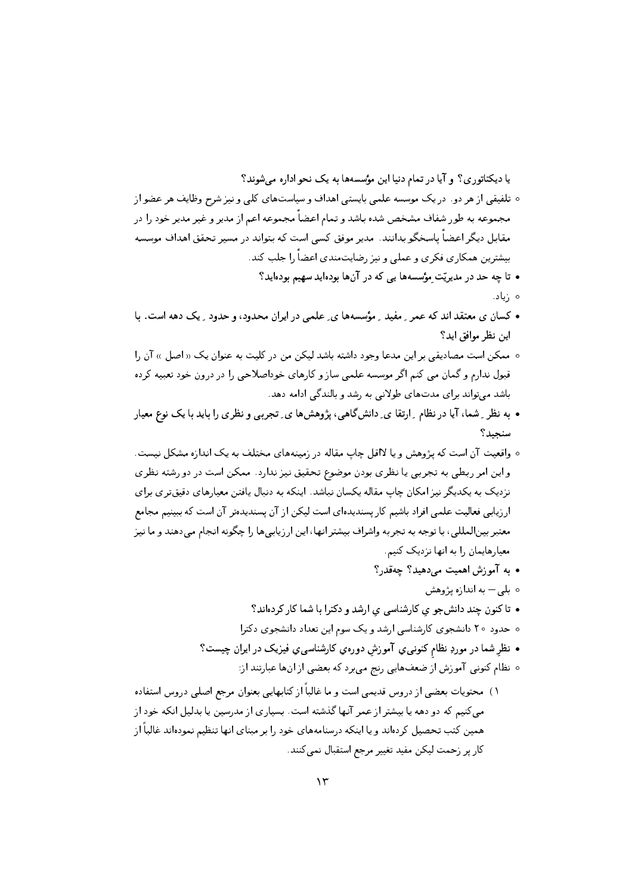یا دیکتاتوری؟ و آیا در تمام دنیا این مؤسسه‌ها به یک نحو اداره می‌شوند؟

- تلفیقی از هر دو. در یک موسسه علمی بایستی اهداف و سیاست‌های کلی و نیز شرح وظایف هر عضو از مجموعه به طور شفاف مشخص شده باشد و تمام اعضاً مجموعه اعم از مدیر و غیر مدیر خود را در مقابل دیگر اعضاً پاسخگو بدانند. مدیر موفق کسی است که بتواند در مسیر تحقق اهداف موسسه بیشترین همکاری فکری و عملی و نیز رضایت‌مندی اعضاً را جلب کند.

- **تا چه حد در مدیریّتِ مؤسسه‌ها یی که در آن‌ها بوده‌اید سهیم بوده‌اید؟**

- زیاد.

- **کسان ی معتقد اند که عمر ِ مفید ِ مؤسسه‌ها ی ِ علمی در ایران محدود، و حدود ِ یک دهه است. با این نظر موافق اید؟**

- ممکن است مصادیقی بر این مدعا وجود داشته باشد لیکن من در کلیت به عنوان یک « اصل » آن را قبول ندارم و گمان می کنم اگر موسسه علمی ساز و کارهای خوداصلاحی را در درون خود تعبیه کرده باشد می‌تواند برای مدت‌های طولانی به رشد و بالندگی ادامه دهد.

- **به نظر ِ شما، آیا در نظام ِ ارتقا ی ِ دانش‌گاهی، پژوهش‌ها ی ِ تجربی و نظری را باید با یک نوع معیار سنجید؟**

- واقعیت آن است که پژوهش و یا لااقل چاپ مقاله در زمینه‌های مختلف به یک اندازه مشکل نیست. و این امر ربطی به تجربی یا نظری بودن موضوع تحقیق نیز ندارد. ممکن است در دو رشته نظری نزدیک به یکدیگر نیز امکان چاپ مقاله یکسان نباشد. اینکه به دنبال یافتن معیارهای دقیق‌تری برای ارزیابی فعالیت علمی افراد باشیم کار پسندیده‌ای است لیکن از آن پسندیده‌تر آن است که ببینیم مجامع معتبر بین‌المللی، با توجه به تجربه واشراف بیشترانها، این ارزیابی‌ها را چگونه انجام می‌دهند و ما نیز معیارهایمان را به انها نزدیک کنیم.

- **به آموزش اهمیت می‌دهید؟ چه‌قدر؟**

- بلی — به اندازه پژوهش

- **تا کنون چند دانش‌جو ي کارشناسی ي ارشد و دکترا با شما کار کرده‌اند؟**

- حدود ۲۰ دانشجوی کارشناسی ارشد و یک سوم این تعداد دانشجوی دکترا

- **نظرِ شما در موردِ نظامِ کنونیِ آموزشِ دوره‌يِ کارشناسی‌يِ فیزیک در ایران چیست؟**

- نظام کنونی آموزش از ضعف‌هایی رنج می‌برد که بعضی از انها عبارتند از:

۱) محتویات بعضی از دروس قدیمی است و ما غالباً از کتابهایی بعنوان مرجع اصلی دروس استفاده می‌کنیم که دو دهه یا بیشتر از عمر آنها گذشته است. بسیاری از مدرسین یا بدلیل انکه خود از همین کتب تحصیل کرده‌اند و یا اینکه درسنامه‌های خود را بر مبنای انها تنظیم نموده‌اند غالباً از کار پر زحمت لیکن مفید تغییر مرجع استقبال نمی‌کنند.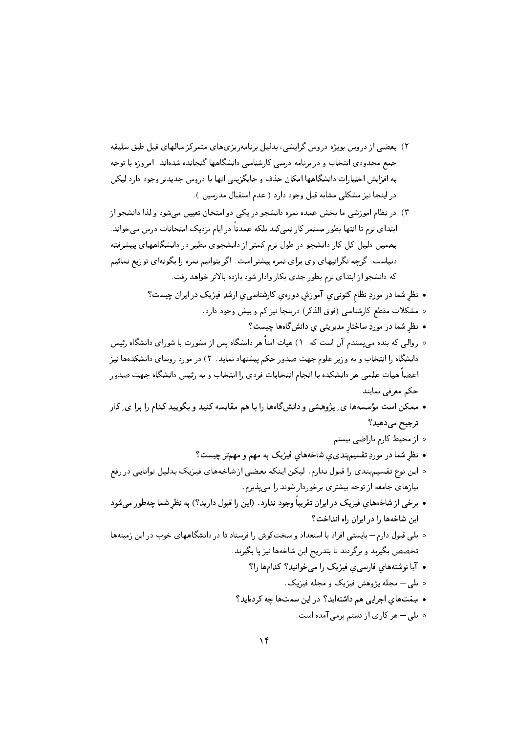۲) بعضی از دروس بویژه دروس گرایشی، بدلیل برنامه‌ریزی‌های متمرکز سالهای قبل طبق سلیقه جمع محدودی انتخاب و در برنامه درسی کارشناسی دانشگاهها گنجانده شده‌اند. امروزه با توجه به افزایش اختیارات دانشگاهها امکان حذف و جایگزینی انها با دروس جدیدتر وجود دارد لیکن در اینجا نیز مشکلی مشابه قبل وجود دارد (عدم استقبال مدرسین).

۳) در نظام اموزشی ما بخش عمده نمره دانشجو در یکی دو امتحان تعیین می‌شود و لذا دانشجو از ابتدای ترم تا انتها بطور مستمر کار نمی‌کند بلکه عمدتاً در ایام نزدیک امتحانات درس می‌خواند. بهمین دلیل کل کار دانشجو در طول ترم کمتر از دانشجوی نظیر در دانشگاههای پیشرفته دنیاست. گرچه نگرانیهای وی برای نمره بیشتر است. اگر بتوانیم نمره را بگونه‌ای توزیع نمائیم که دانشجو از ابتدای ترم بطور جدی بکار وادار شود بازده بالاتر خواهد رفت.

- **نظرِ شما در موردِ نظامِ کنونیِ آموزشِ دوره‌یِ کارشناسیِ ارشدِ فیزیک در ایران چیست؟**
  - مشکلات مقطع کارشناسی (فوق الذکر) دراینجا نیز کم و بیش وجود دارد.
- **نظرِ شما در موردِ ساختارِ مدیریتی یِ دانش‌گاه‌ها چیست؟**
  - روالی که بنده می‌پسندم آن است که: ۱) هیات امناً هر دانشگاه پس از مشورت با شورای دانشگاه رئیس دانشگاه را انتخاب و به وزیر علوم جهت صدور حکم پیشنهاد نماید. ۲) در مورد روسای دانشکده‌ها نیز اعضاً هیات علمی هر دانشکده با انجام انتخابات فردی را انتخاب و به رئیس دانشگاه جهت صدور حکم معرفی نمایند.
- **ممکن است مؤسسه‌ها یِ پژوهشی و دانش‌گاه‌ها را با هم مقایسه کنید و بگویید کدام را برا یِ کار ترجیح می‌دهید؟**
  - از محیط کارم ناراضی نیستم.
- **نظرِ شما در موردِ تقسیم‌بندی‌یِ شاخه‌هایِ فیزیک به مهم و مهم‌تر چیست؟**
  - این نوع تقسیم‌بندی را قبول ندارم. لیکن اینکه بعضی از شاخه‌های فیزیک بدلیل توانایی در رفع نیازهای جامعه از توجه بیشتری برخوردار شوند را می‌پذیرم.
- **برخی از شاخه‌هایِ فیزیک در ایران تقریباً وجود ندارد. (این را قبول دارید؟) به نظرِ شما چه‌طور می‌شود این شاخه‌ها را در ایران راه انداخت؟**
  - بلی قبول دارم — بایستی افراد با استعداد و سخت‌کوش را فرستاد تا در دانشگاههای خوب در این زمینه‌ها تخصص بگیرند و برگردند تا بتدریج این شاخه‌ها نیز پا بگیرند.
- **آیا نوشته‌هایِ فارسی‌یِ فیزیک را می‌خوانید؟ کدام‌ها را؟**
  - بلی — مجله پژوهش فیزیک و مجله فیزیک.
- **سِمَت‌هایِ اجرایی هم داشته‌اید؟ در این سمت‌ها چه کرده‌اید؟**
  - بلی — هر کاری از دستم برمی‌آمده است.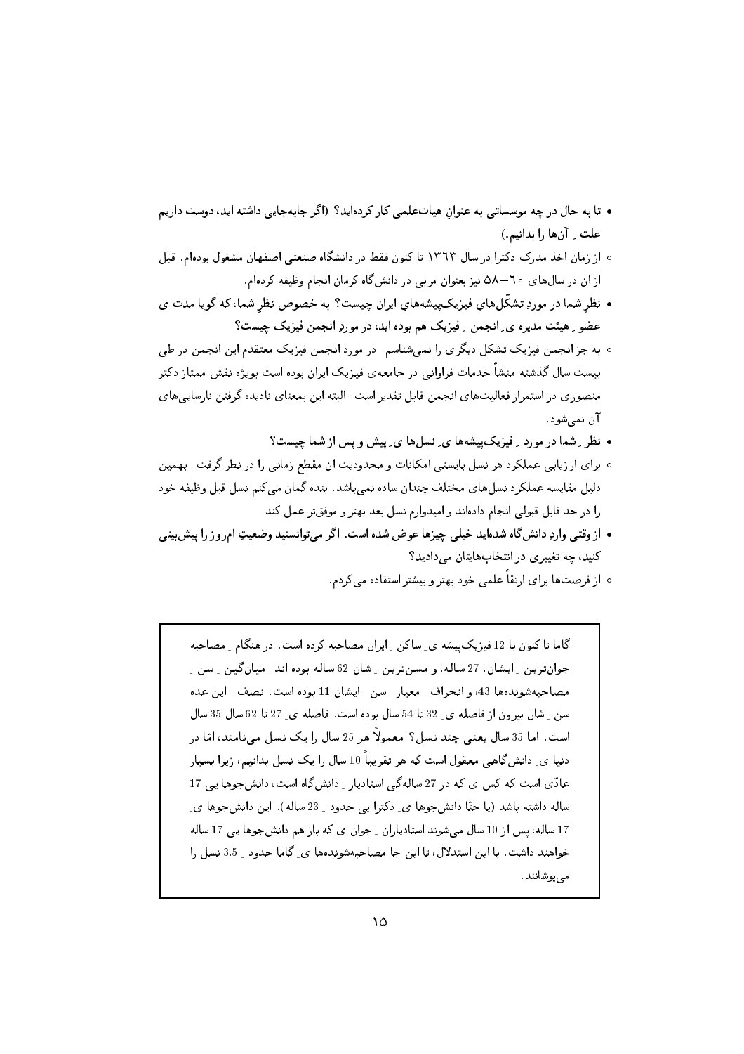- تا به حال در چه موسساتی به عنوانِ هیاتعلمی کار کردهاید؟ (اگر جابهجایی داشته اید، دوست داریم علت ِ آنها را بدانیم.)
    - از زمان اخذ مدرک دکترا در سال ۱۳۶۳ تا کنون فقط در دانشگاه صنعتی اصفهان مشغول بودهام. قبل از ان در سالهای ۶۰–۵۸ نیز بعنوان مربی در دانشگاه کرمان انجام وظیفه کردهام.
- نظرِ شما در موردِ تشکّلهاي فیزیکپیشههاي ایران چیست؟ به خصوص نظرِ شما، که گویا مدت ی عضو ِ هیئت مدیره ی ِ انجمن ِ فیزیک هم بوده اید، در موردِ انجمن فیزیک چیست؟
    - به جز انجمن فیزیک تشکل دیگری را نمیشناسم. در مورد انجمن فیزیک معتقدم این انجمن در طی بیست سال گذشته منشأ خدمات فراوانی در جامعهی فیزیک ایران بوده است بویژه نقش ممتاز دکتر منصوری در استمرار فعالیتهای انجمن قابل تقدیر است. البته این بمعنای نادیده گرفتن نارساییهای آن نمیشود.
- نظر ِ شما در مورد ِ فیزیکپیشهها ی ِ نسلها ی ِ پیش و پس از شما چیست؟
    - برای ارزیابی عملکرد هر نسل بایستی امکانات و محدودیت ان مقطع زمانی را در نظر گرفت. بهمین دلیل مقایسه عملکرد نسلهای مختلف چندان ساده نمیباشد. بنده گمان میکنم نسل قبل وظیفه خود را در حد قابل قبولی انجام دادهاند و امیدوارم نسل بعد بهتر و موفقتر عمل کند.
- از وقتی واردِ دانشگاه شدهاید خیلی چیزها عوض شده است. اگر میتوانستید وضعیتِ امروز را پیشبینی کنید، چه تغییری در انتخابهایتان میدادید؟
    - از فرصتها برای ارتقأ علمی خود بهتر و بیشتر استفاده میکردم.

> گاما تا کنون با 12 فیزیکپیشه ی ِ ساکن ِ ایران مصاحبه کرده است. در هنگام ِ مصاحبه جوانترین ِ ایشان، 27 ساله، و مسنترین ِ شان 62 ساله بوده اند. میانگین ِ سن ِ مصاحبهشوندهها 43، و انحراف ِ معیار ِ سن ِ ایشان 11 بوده است. نصف ِ این عده سن ِ شان بیرون از فاصله ی ِ 32 تا 54 سال بوده است. فاصله ی ِ 27 تا 62 سال 35 سال است. اما 35 سال یعنی چند نسل؟ معمولاً هر 25 سال را یک نسل مینامند، امّا در دنیا ی ِ دانشگاهی معقول است که هر تقریباً 10 سال را یک نسل بدانیم، زیرا بسیار عادّی است که کس ی که در 27 سالهگی استادیار ِ دانشگاه است، دانشجوها یی 17 ساله داشته باشد (یا حتّا دانشجوها ی ِ دکترا یی حدود ِ 23 ساله). این دانشجوها ی ِ 17 ساله، پس از 10 سال میشوند استادیاران ِ جوان ی که باز هم دانشجوها یی 17 ساله خواهند داشت. با این استدلال، تا این جا مصاحبهشوندهها ی ِ گاما حدود ِ 3.5 نسل را میپوشانند.